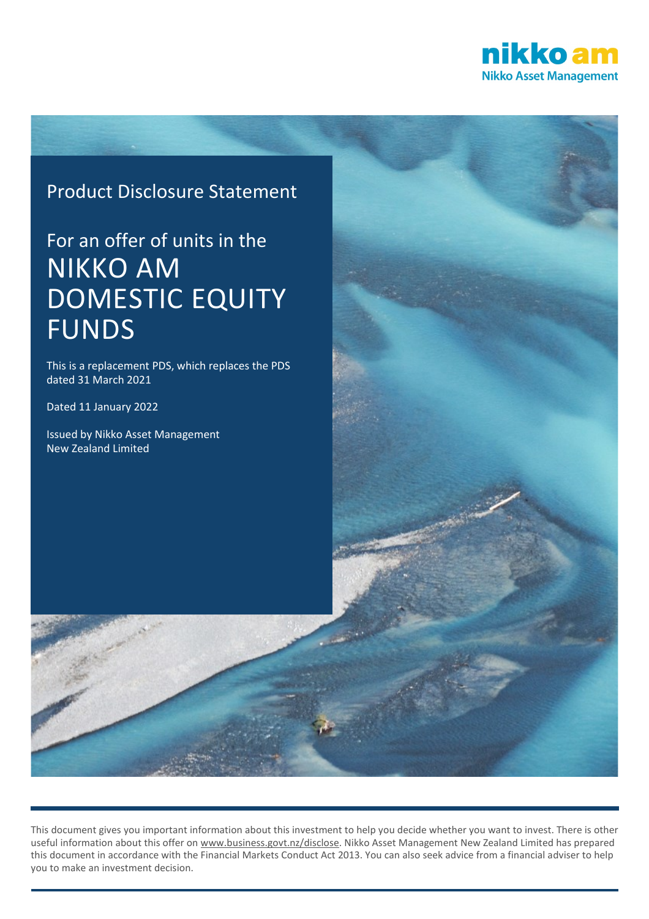nikko am
Nikko Asset Management

Product Disclosure Statement

# For an offer of units in the NIKKO AM DOMESTIC EQUITY FUNDS

This is a replacement PDS, which replaces the PDS dated 31 March 2021

Dated 11 January 2022

Issued by Nikko Asset Management New Zealand Limited

This document gives you important information about this investment to help you decide whether you want to invest. There is other useful information about this offer on www.business.govt.nz/disclose. Nikko Asset Management New Zealand Limited has prepared this document in accordance with the Financial Markets Conduct Act 2013. You can also seek advice from a financial adviser to help you to make an investment decision.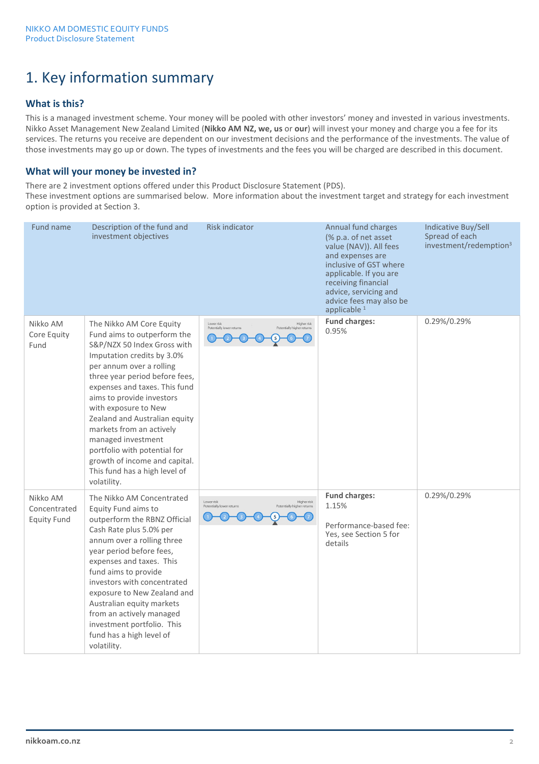# 1. Key information summary

## What is this?

This is a managed investment scheme. Your money will be pooled with other investors' money and invested in various investments. Nikko Asset Management New Zealand Limited (**Nikko AM NZ, we, us** or **our**) will invest your money and charge you a fee for its services. The returns you receive are dependent on our investment decisions and the performance of the investments. The value of those investments may go up or down. The types of investments and the fees you will be charged are described in this document.

## What will your money be invested in?

There are 2 investment options offered under this Product Disclosure Statement (PDS).
These investment options are summarised below. More information about the investment target and strategy for each investment option is provided at Section 3.

| Fund name | Description of the fund and investment objectives | Risk indicator | Annual fund charges (% p.a. of net asset value (NAV)). All fees and expenses are inclusive of GST where applicable. If you are receiving financial advice, servicing and advice fees may also be applicable [1] | Indicative Buy/Sell Spread of each investment/redemption[3] |
|---|---|---|---|---|
| Nikko AM Core Equity Fund | The Nikko AM Core Equity Fund aims to outperform the S&P/NZX 50 Index Gross with Imputation credits by 3.0% per annum over a rolling three year period before fees, expenses and taxes. This fund aims to provide investors with exposure to New Zealand and Australian equity markets from an actively managed investment portfolio with potential for growth of income and capital. This fund has a high level of volatility. | Lower risk, Potentially lower returns – Higher risk, Potentially higher returns: 1 2 3 4 **5** 6 7 | **Fund charges:** 0.95% | 0.29%/0.29% |
| Nikko AM Concentrated Equity Fund | The Nikko AM Concentrated Equity Fund aims to outperform the RBNZ Official Cash Rate plus 5.0% per annum over a rolling three year period before fees, expenses and taxes. This fund aims to provide investors with concentrated exposure to New Zealand and Australian equity markets from an actively managed investment portfolio. This fund has a high level of volatility. | Lower risk, Potentially lower returns – Higher risk, Potentially higher returns: 1 2 3 4 **5** 6 7 | **Fund charges:** 1.15%<br><br>Performance-based fee: Yes, see Section 5 for details | 0.29%/0.29% |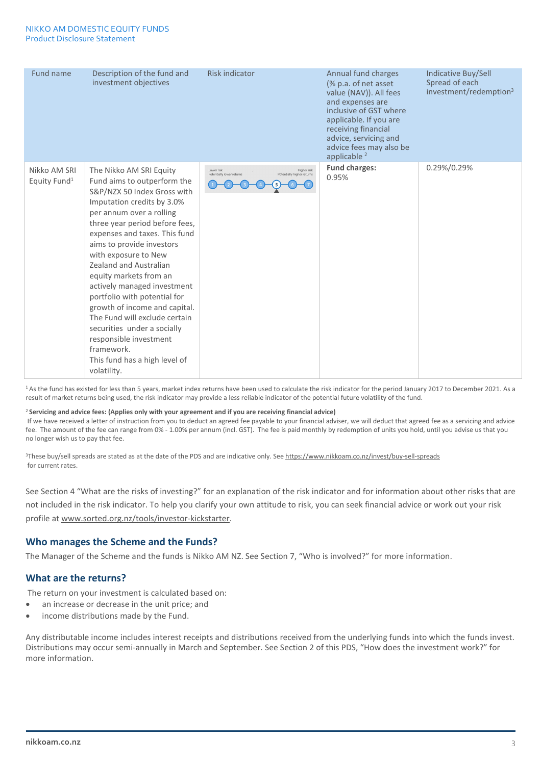| Fund name | Description of the fund and investment objectives | Risk indicator | Annual fund charges (% p.a. of net asset value (NAV)). All fees and expenses are inclusive of GST where applicable. If you are receiving financial advice, servicing and advice fees may also be applicable [2] | Indicative Buy/Sell Spread of each investment/redemption[3] |
|---|---|---|---|---|
| Nikko AM SRI Equity Fund[1] | The Nikko AM SRI Equity Fund aims to outperform the S&P/NZX 50 Index Gross with Imputation credits by 3.0% per annum over a rolling three year period before fees, expenses and taxes. This fund aims to provide investors with exposure to New Zealand and Australian equity markets from an actively managed investment portfolio with potential for growth of income and capital. The Fund will exclude certain securities under a socially responsible investment framework. This fund has a high level of volatility. | Lower risk / Potentially lower returns — Higher risk / Potentially higher returns: 1 2 3 4 **5** 6 7 | **Fund charges:** 0.95% | 0.29%/0.29% |

[1] As the fund has existed for less than 5 years, market index returns have been used to calculate the risk indicator for the period January 2017 to December 2021. As a result of market returns being used, the risk indicator may provide a less reliable indicator of the potential future volatility of the fund.

[2] **Servicing and advice fees: (Applies only with your agreement and if you are receiving financial advice)**
If we have received a letter of instruction from you to deduct an agreed fee payable to your financial adviser, we will deduct that agreed fee as a servicing and advice fee. The amount of the fee can range from 0% - 1.00% per annum (incl. GST). The fee is paid monthly by redemption of units you hold, until you advise us that you no longer wish us to pay that fee.

[3] These buy/sell spreads are stated as at the date of the PDS and are indicative only. See https://www.nikkoam.co.nz/invest/buy-sell-spreads for current rates.

See Section 4 "What are the risks of investing?" for an explanation of the risk indicator and for information about other risks that are not included in the risk indicator. To help you clarify your own attitude to risk, you can seek financial advice or work out your risk profile at www.sorted.org.nz/tools/investor-kickstarter.

## Who manages the Scheme and the Funds?

The Manager of the Scheme and the funds is Nikko AM NZ. See Section 7, "Who is involved?" for more information.

## What are the returns?

The return on your investment is calculated based on:

- an increase or decrease in the unit price; and
- income distributions made by the Fund.

Any distributable income includes interest receipts and distributions received from the underlying funds into which the funds invest. Distributions may occur semi-annually in March and September. See Section 2 of this PDS, "How does the investment work?" for more information.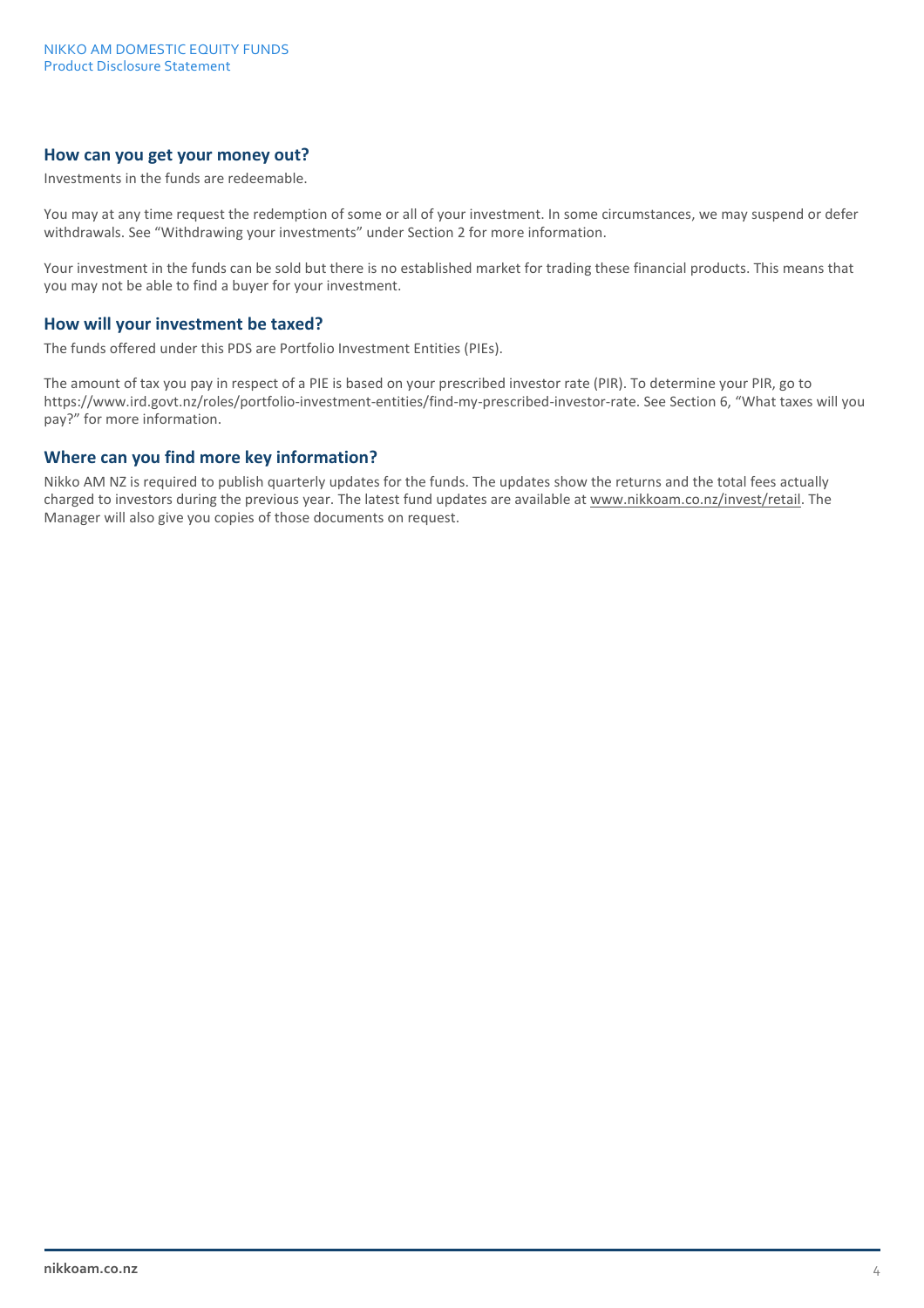## How can you get your money out?

Investments in the funds are redeemable.

You may at any time request the redemption of some or all of your investment. In some circumstances, we may suspend or defer withdrawals. See "Withdrawing your investments" under Section 2 for more information.

Your investment in the funds can be sold but there is no established market for trading these financial products. This means that you may not be able to find a buyer for your investment.

## How will your investment be taxed?

The funds offered under this PDS are Portfolio Investment Entities (PIEs).

The amount of tax you pay in respect of a PIE is based on your prescribed investor rate (PIR). To determine your PIR, go to https://www.ird.govt.nz/roles/portfolio-investment-entities/find-my-prescribed-investor-rate. See Section 6, "What taxes will you pay?" for more information.

## Where can you find more key information?

Nikko AM NZ is required to publish quarterly updates for the funds. The updates show the returns and the total fees actually charged to investors during the previous year. The latest fund updates are available at www.nikkoam.co.nz/invest/retail. The Manager will also give you copies of those documents on request.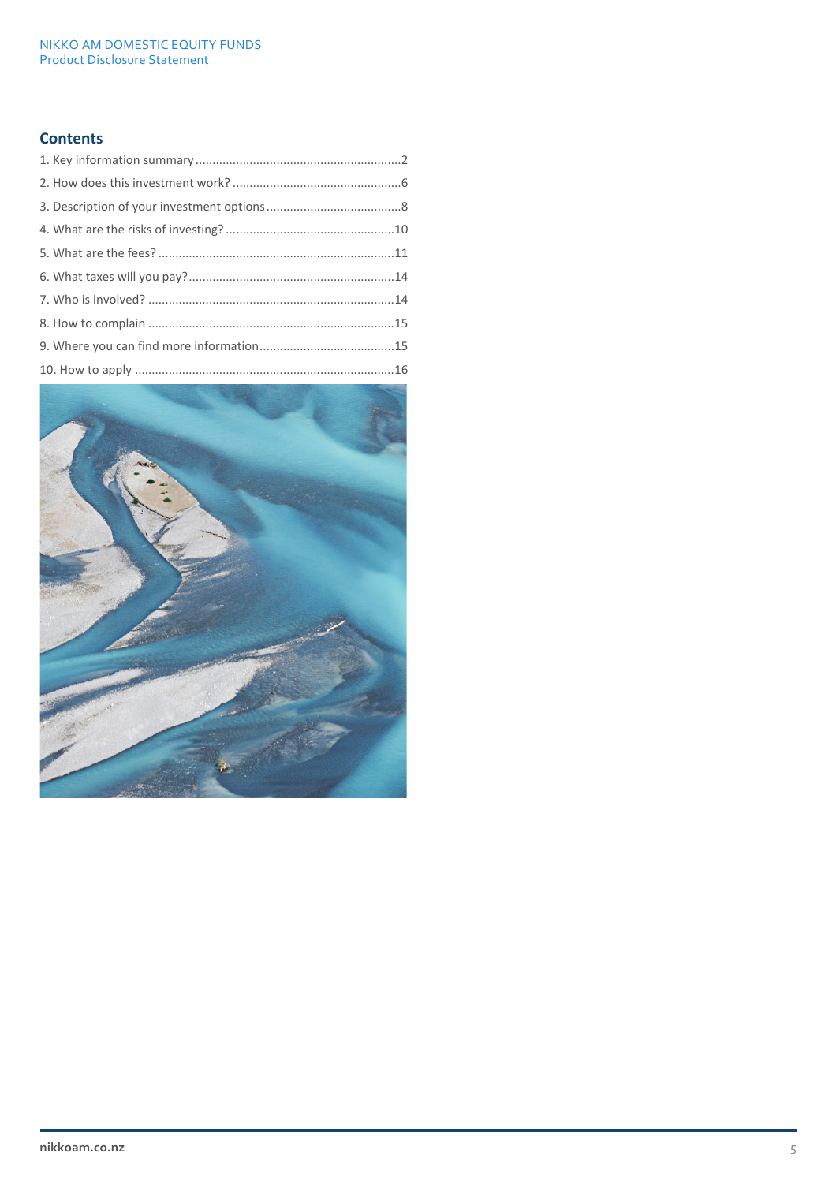## Contents

1. Key information summary ............................................................2
2. How does this investment work? ..................................................6
3. Description of your investment options ........................................8
4. What are the risks of investing? ..................................................10
5. What are the fees? .....................................................................11
6. What taxes will you pay? .............................................................14
7. Who is involved? .........................................................................14
8. How to complain .........................................................................15
9. Where you can find more information ........................................15
10. How to apply .............................................................................16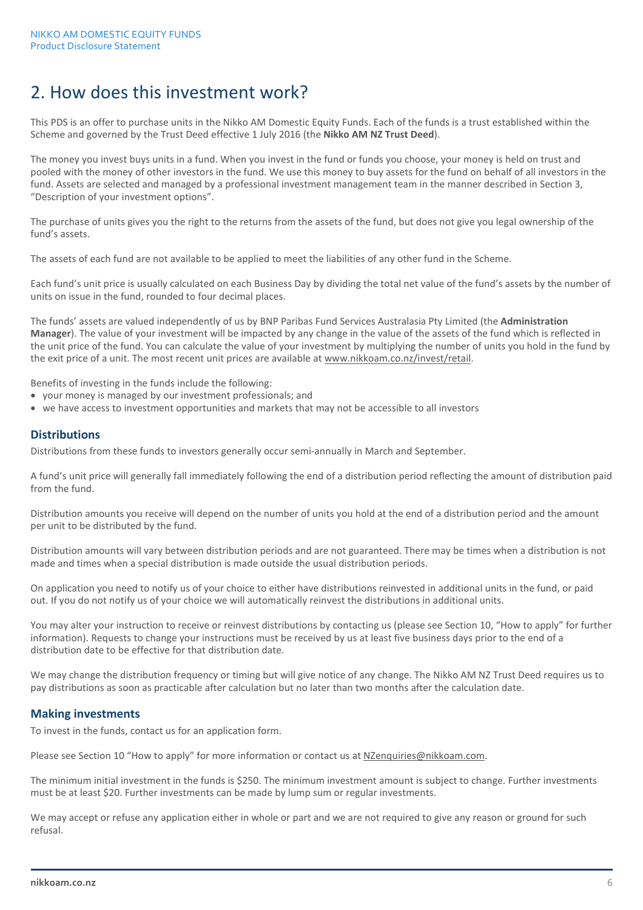# 2. How does this investment work?

This PDS is an offer to purchase units in the Nikko AM Domestic Equity Funds. Each of the funds is a trust established within the Scheme and governed by the Trust Deed effective 1 July 2016 (the **Nikko AM NZ Trust Deed**).

The money you invest buys units in a fund. When you invest in the fund or funds you choose, your money is held on trust and pooled with the money of other investors in the fund. We use this money to buy assets for the fund on behalf of all investors in the fund. Assets are selected and managed by a professional investment management team in the manner described in Section 3, "Description of your investment options".

The purchase of units gives you the right to the returns from the assets of the fund, but does not give you legal ownership of the fund's assets.

The assets of each fund are not available to be applied to meet the liabilities of any other fund in the Scheme.

Each fund's unit price is usually calculated on each Business Day by dividing the total net value of the fund's assets by the number of units on issue in the fund, rounded to four decimal places.

The funds' assets are valued independently of us by BNP Paribas Fund Services Australasia Pty Limited (the **Administration Manager**). The value of your investment will be impacted by any change in the value of the assets of the fund which is reflected in the unit price of the fund. You can calculate the value of your investment by multiplying the number of units you hold in the fund by the exit price of a unit. The most recent unit prices are available at www.nikkoam.co.nz/invest/retail.

Benefits of investing in the funds include the following:

- your money is managed by our investment professionals; and
- we have access to investment opportunities and markets that may not be accessible to all investors

### Distributions

Distributions from these funds to investors generally occur semi-annually in March and September.

A fund's unit price will generally fall immediately following the end of a distribution period reflecting the amount of distribution paid from the fund.

Distribution amounts you receive will depend on the number of units you hold at the end of a distribution period and the amount per unit to be distributed by the fund.

Distribution amounts will vary between distribution periods and are not guaranteed. There may be times when a distribution is not made and times when a special distribution is made outside the usual distribution periods.

On application you need to notify us of your choice to either have distributions reinvested in additional units in the fund, or paid out. If you do not notify us of your choice we will automatically reinvest the distributions in additional units.

You may alter your instruction to receive or reinvest distributions by contacting us (please see Section 10, "How to apply" for further information). Requests to change your instructions must be received by us at least five business days prior to the end of a distribution date to be effective for that distribution date.

We may change the distribution frequency or timing but will give notice of any change. The Nikko AM NZ Trust Deed requires us to pay distributions as soon as practicable after calculation but no later than two months after the calculation date.

### Making investments

To invest in the funds, contact us for an application form.

Please see Section 10 "How to apply" for more information or contact us at NZenquiries@nikkoam.com.

The minimum initial investment in the funds is $250. The minimum investment amount is subject to change. Further investments must be at least $20. Further investments can be made by lump sum or regular investments.

We may accept or refuse any application either in whole or part and we are not required to give any reason or ground for such refusal.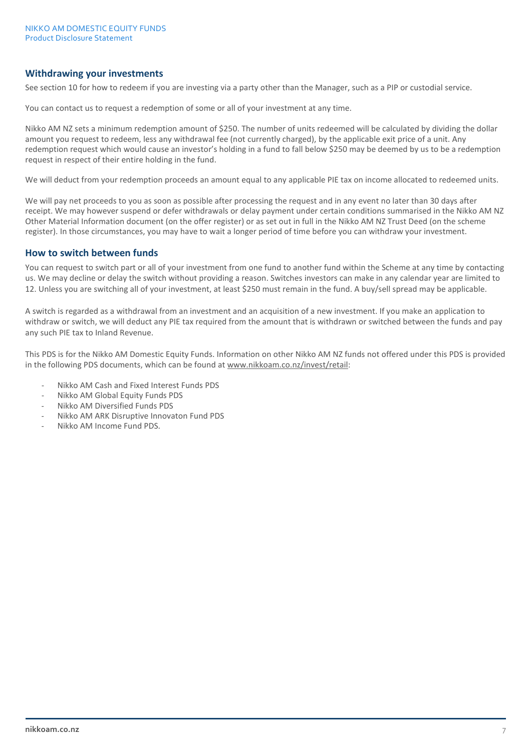## Withdrawing your investments

See section 10 for how to redeem if you are investing via a party other than the Manager, such as a PIP or custodial service.

You can contact us to request a redemption of some or all of your investment at any time.

Nikko AM NZ sets a minimum redemption amount of $250. The number of units redeemed will be calculated by dividing the dollar amount you request to redeem, less any withdrawal fee (not currently charged), by the applicable exit price of a unit. Any redemption request which would cause an investor's holding in a fund to fall below $250 may be deemed by us to be a redemption request in respect of their entire holding in the fund.

We will deduct from your redemption proceeds an amount equal to any applicable PIE tax on income allocated to redeemed units.

We will pay net proceeds to you as soon as possible after processing the request and in any event no later than 30 days after receipt. We may however suspend or defer withdrawals or delay payment under certain conditions summarised in the Nikko AM NZ Other Material Information document (on the offer register) or as set out in full in the Nikko AM NZ Trust Deed (on the scheme register). In those circumstances, you may have to wait a longer period of time before you can withdraw your investment.

## How to switch between funds

You can request to switch part or all of your investment from one fund to another fund within the Scheme at any time by contacting us. We may decline or delay the switch without providing a reason. Switches investors can make in any calendar year are limited to 12. Unless you are switching all of your investment, at least $250 must remain in the fund. A buy/sell spread may be applicable.

A switch is regarded as a withdrawal from an investment and an acquisition of a new investment. If you make an application to withdraw or switch, we will deduct any PIE tax required from the amount that is withdrawn or switched between the funds and pay any such PIE tax to Inland Revenue.

This PDS is for the Nikko AM Domestic Equity Funds. Information on other Nikko AM NZ funds not offered under this PDS is provided in the following PDS documents, which can be found at www.nikkoam.co.nz/invest/retail:

- Nikko AM Cash and Fixed Interest Funds PDS
- Nikko AM Global Equity Funds PDS
- Nikko AM Diversified Funds PDS
- Nikko AM ARK Disruptive Innovaton Fund PDS
- Nikko AM Income Fund PDS.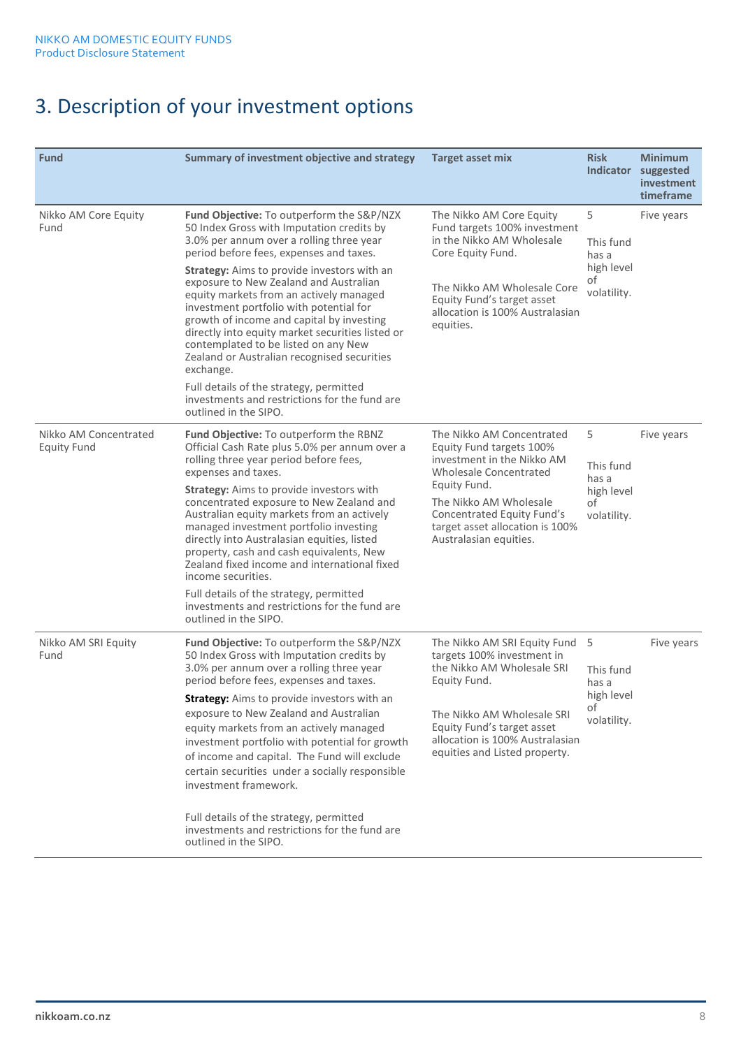# 3. Description of your investment options

| Fund | Summary of investment objective and strategy | Target asset mix | Risk Indicator | Minimum suggested investment timeframe |
|---|---|---|---|---|
| Nikko AM Core Equity Fund | **Fund Objective:** To outperform the S&P/NZX 50 Index Gross with Imputation credits by 3.0% per annum over a rolling three year period before fees, expenses and taxes.<br><br>**Strategy:** Aims to provide investors with an exposure to New Zealand and Australian equity markets from an actively managed investment portfolio with potential for growth of income and capital by investing directly into equity market securities listed or contemplated to be listed on any New Zealand or Australian recognised securities exchange.<br><br>Full details of the strategy, permitted investments and restrictions for the fund are outlined in the SIPO. | The Nikko AM Core Equity Fund targets 100% investment in the Nikko AM Wholesale Core Equity Fund.<br><br>The Nikko AM Wholesale Core Equity Fund's target asset allocation is 100% Australasian equities. | 5<br><br>This fund has a high level of volatility. | Five years |
| Nikko AM Concentrated Equity Fund | **Fund Objective:** To outperform the RBNZ Official Cash Rate plus 5.0% per annum over a rolling three year period before fees, expenses and taxes.<br><br>**Strategy:** Aims to provide investors with concentrated exposure to New Zealand and Australian equity markets from an actively managed investment portfolio investing directly into Australasian equities, listed property, cash and cash equivalents, New Zealand fixed income and international fixed income securities.<br><br>Full details of the strategy, permitted investments and restrictions for the fund are outlined in the SIPO. | The Nikko AM Concentrated Equity Fund targets 100% investment in the Nikko AM Wholesale Concentrated Equity Fund.<br><br>The Nikko AM Wholesale Concentrated Equity Fund's target asset allocation is 100% Australasian equities. | 5<br><br>This fund has a high level of volatility. | Five years |
| Nikko AM SRI Equity Fund | **Fund Objective:** To outperform the S&P/NZX 50 Index Gross with Imputation credits by 3.0% per annum over a rolling three year period before fees, expenses and taxes.<br><br>**Strategy:** Aims to provide investors with an exposure to New Zealand and Australian equity markets from an actively managed investment portfolio with potential for growth of income and capital. The Fund will exclude certain securities under a socially responsible investment framework.<br><br>Full details of the strategy, permitted investments and restrictions for the fund are outlined in the SIPO. | The Nikko AM SRI Equity Fund targets 100% investment in the Nikko AM Wholesale SRI Equity Fund.<br><br>The Nikko AM Wholesale SRI Equity Fund's target asset allocation is 100% Australasian equities and Listed property. | 5<br><br>This fund has a high level of volatility. | Five years |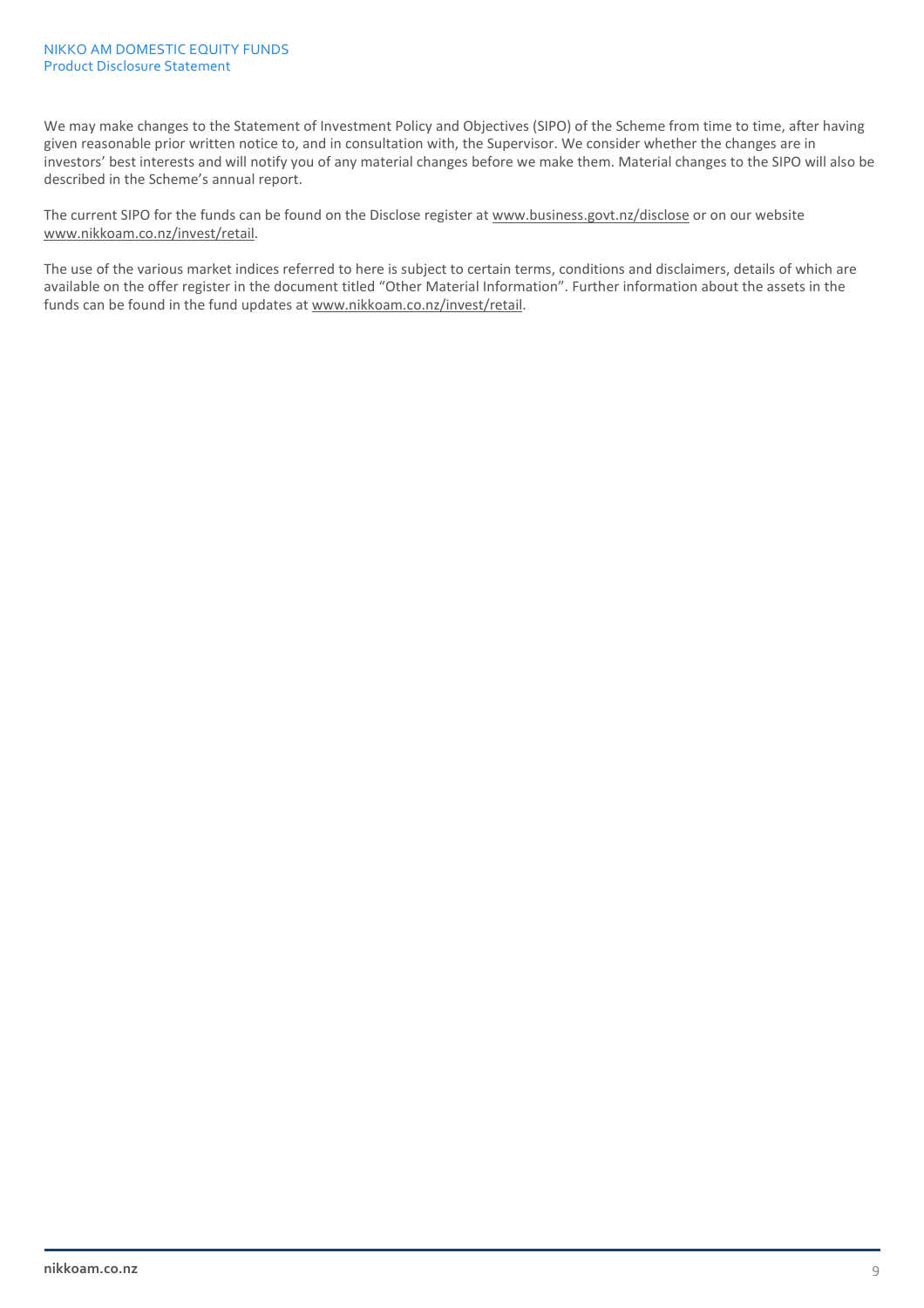We may make changes to the Statement of Investment Policy and Objectives (SIPO) of the Scheme from time to time, after having given reasonable prior written notice to, and in consultation with, the Supervisor. We consider whether the changes are in investors' best interests and will notify you of any material changes before we make them. Material changes to the SIPO will also be described in the Scheme's annual report.

The current SIPO for the funds can be found on the Disclose register at www.business.govt.nz/disclose or on our website www.nikkoam.co.nz/invest/retail.

The use of the various market indices referred to here is subject to certain terms, conditions and disclaimers, details of which are available on the offer register in the document titled "Other Material Information". Further information about the assets in the funds can be found in the fund updates at www.nikkoam.co.nz/invest/retail.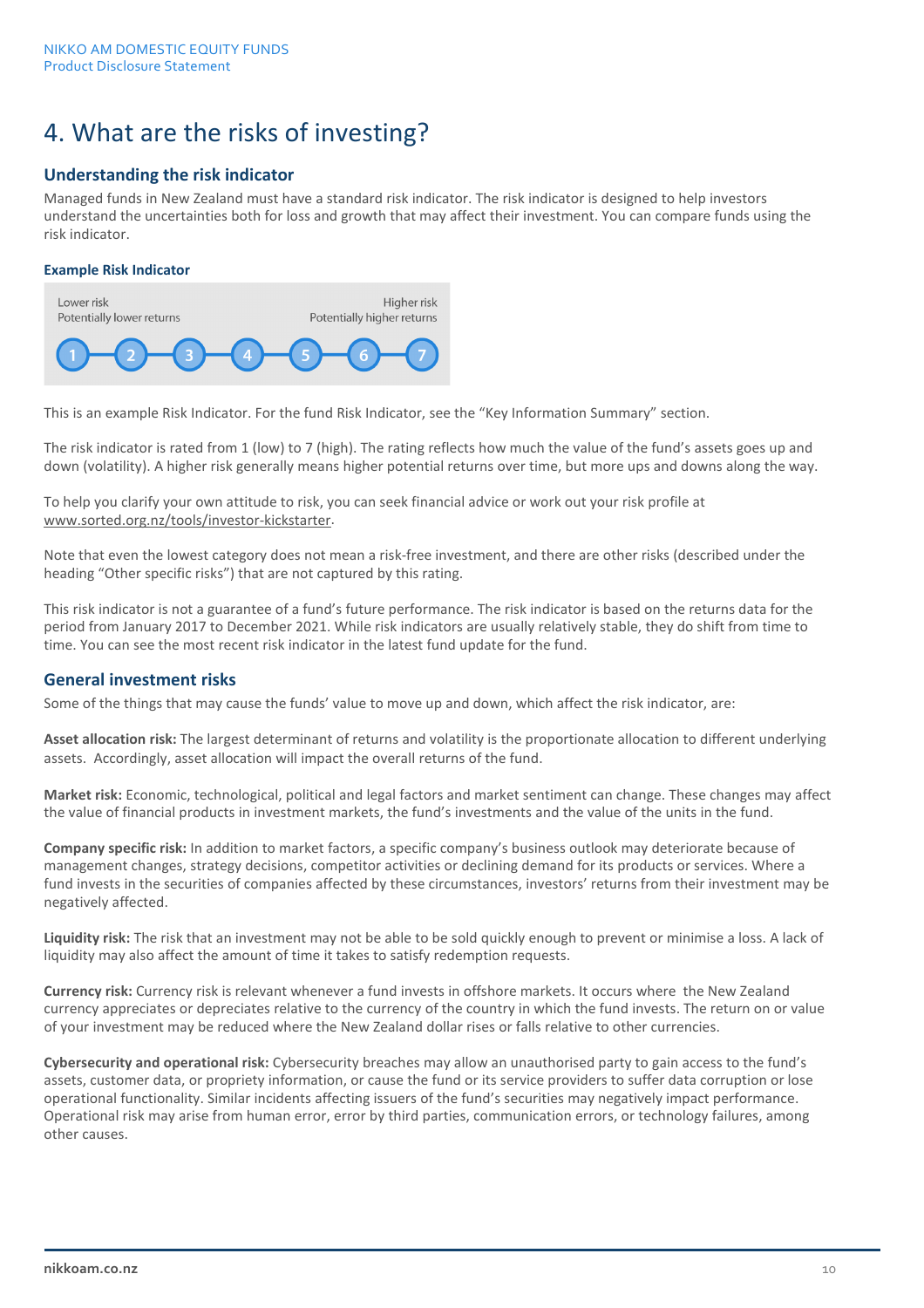# 4. What are the risks of investing?

## Understanding the risk indicator

Managed funds in New Zealand must have a standard risk indicator. The risk indicator is designed to help investors understand the uncertainties both for loss and growth that may affect their investment. You can compare funds using the risk indicator.

### Example Risk Indicator

| Lower risk<br>Potentially lower returns | | | | | | Higher risk<br>Potentially higher returns |
|---|---|---|---|---|---|---|
| 1 | 2 | 3 | 4 | 5 | 6 | 7 |

This is an example Risk Indicator. For the fund Risk Indicator, see the "Key Information Summary" section.

The risk indicator is rated from 1 (low) to 7 (high). The rating reflects how much the value of the fund's assets goes up and down (volatility). A higher risk generally means higher potential returns over time, but more ups and downs along the way.

To help you clarify your own attitude to risk, you can seek financial advice or work out your risk profile at www.sorted.org.nz/tools/investor-kickstarter.

Note that even the lowest category does not mean a risk-free investment, and there are other risks (described under the heading "Other specific risks") that are not captured by this rating.

This risk indicator is not a guarantee of a fund's future performance. The risk indicator is based on the returns data for the period from January 2017 to December 2021. While risk indicators are usually relatively stable, they do shift from time to time. You can see the most recent risk indicator in the latest fund update for the fund.

## General investment risks

Some of the things that may cause the funds' value to move up and down, which affect the risk indicator, are:

**Asset allocation risk:** The largest determinant of returns and volatility is the proportionate allocation to different underlying assets. Accordingly, asset allocation will impact the overall returns of the fund.

**Market risk:** Economic, technological, political and legal factors and market sentiment can change. These changes may affect the value of financial products in investment markets, the fund's investments and the value of the units in the fund.

**Company specific risk:** In addition to market factors, a specific company's business outlook may deteriorate because of management changes, strategy decisions, competitor activities or declining demand for its products or services. Where a fund invests in the securities of companies affected by these circumstances, investors' returns from their investment may be negatively affected.

**Liquidity risk:** The risk that an investment may not be able to be sold quickly enough to prevent or minimise a loss. A lack of liquidity may also affect the amount of time it takes to satisfy redemption requests.

**Currency risk:** Currency risk is relevant whenever a fund invests in offshore markets. It occurs where the New Zealand currency appreciates or depreciates relative to the currency of the country in which the fund invests. The return on or value of your investment may be reduced where the New Zealand dollar rises or falls relative to other currencies.

**Cybersecurity and operational risk:** Cybersecurity breaches may allow an unauthorised party to gain access to the fund's assets, customer data, or propriety information, or cause the fund or its service providers to suffer data corruption or lose operational functionality. Similar incidents affecting issuers of the fund's securities may negatively impact performance. Operational risk may arise from human error, error by third parties, communication errors, or technology failures, among other causes.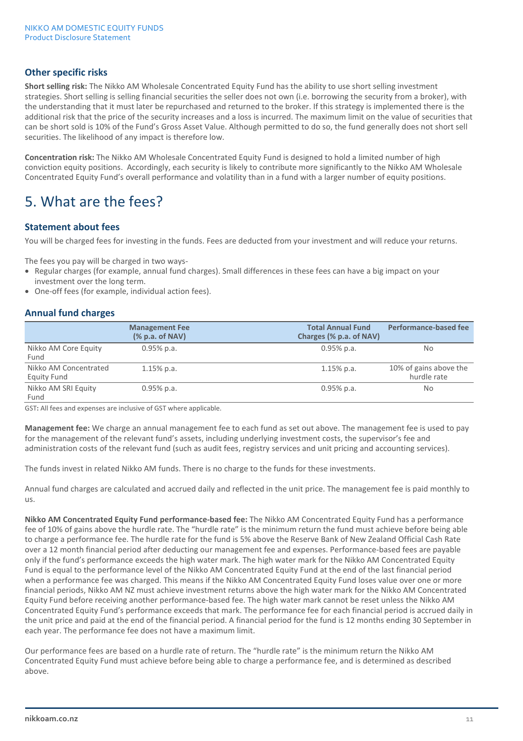### Other specific risks

**Short selling risk:** The Nikko AM Wholesale Concentrated Equity Fund has the ability to use short selling investment strategies. Short selling is selling financial securities the seller does not own (i.e. borrowing the security from a broker), with the understanding that it must later be repurchased and returned to the broker. If this strategy is implemented there is the additional risk that the price of the security increases and a loss is incurred. The maximum limit on the value of securities that can be short sold is 10% of the Fund's Gross Asset Value. Although permitted to do so, the fund generally does not short sell securities. The likelihood of any impact is therefore low.

**Concentration risk:** The Nikko AM Wholesale Concentrated Equity Fund is designed to hold a limited number of high conviction equity positions. Accordingly, each security is likely to contribute more significantly to the Nikko AM Wholesale Concentrated Equity Fund's overall performance and volatility than in a fund with a larger number of equity positions.

# 5. What are the fees?

### Statement about fees

You will be charged fees for investing in the funds. Fees are deducted from your investment and will reduce your returns.

The fees you pay will be charged in two ways-

- Regular charges (for example, annual fund charges). Small differences in these fees can have a big impact on your investment over the long term.
- One-off fees (for example, individual action fees).

### Annual fund charges

| | Management Fee (% p.a. of NAV) | Total Annual Fund Charges (% p.a. of NAV) | Performance-based fee |
|---|---|---|---|
| Nikko AM Core Equity Fund | 0.95% p.a. | 0.95% p.a. | No |
| Nikko AM Concentrated Equity Fund | 1.15% p.a. | 1.15% p.a. | 10% of gains above the hurdle rate |
| Nikko AM SRI Equity Fund | 0.95% p.a. | 0.95% p.a. | No |

GST**:** All fees and expenses are inclusive of GST where applicable.

**Management fee:** We charge an annual management fee to each fund as set out above. The management fee is used to pay for the management of the relevant fund's assets, including underlying investment costs, the supervisor's fee and administration costs of the relevant fund (such as audit fees, registry services and unit pricing and accounting services).

The funds invest in related Nikko AM funds. There is no charge to the funds for these investments.

Annual fund charges are calculated and accrued daily and reflected in the unit price. The management fee is paid monthly to us.

**Nikko AM Concentrated Equity Fund performance-based fee:** The Nikko AM Concentrated Equity Fund has a performance fee of 10% of gains above the hurdle rate. The "hurdle rate" is the minimum return the fund must achieve before being able to charge a performance fee. The hurdle rate for the fund is 5% above the Reserve Bank of New Zealand Official Cash Rate over a 12 month financial period after deducting our management fee and expenses. Performance-based fees are payable only if the fund's performance exceeds the high water mark. The high water mark for the Nikko AM Concentrated Equity Fund is equal to the performance level of the Nikko AM Concentrated Equity Fund at the end of the last financial period when a performance fee was charged. This means if the Nikko AM Concentrated Equity Fund loses value over one or more financial periods, Nikko AM NZ must achieve investment returns above the high water mark for the Nikko AM Concentrated Equity Fund before receiving another performance-based fee. The high water mark cannot be reset unless the Nikko AM Concentrated Equity Fund's performance exceeds that mark. The performance fee for each financial period is accrued daily in the unit price and paid at the end of the financial period. A financial period for the fund is 12 months ending 30 September in each year. The performance fee does not have a maximum limit.

Our performance fees are based on a hurdle rate of return. The "hurdle rate" is the minimum return the Nikko AM Concentrated Equity Fund must achieve before being able to charge a performance fee, and is determined as described above.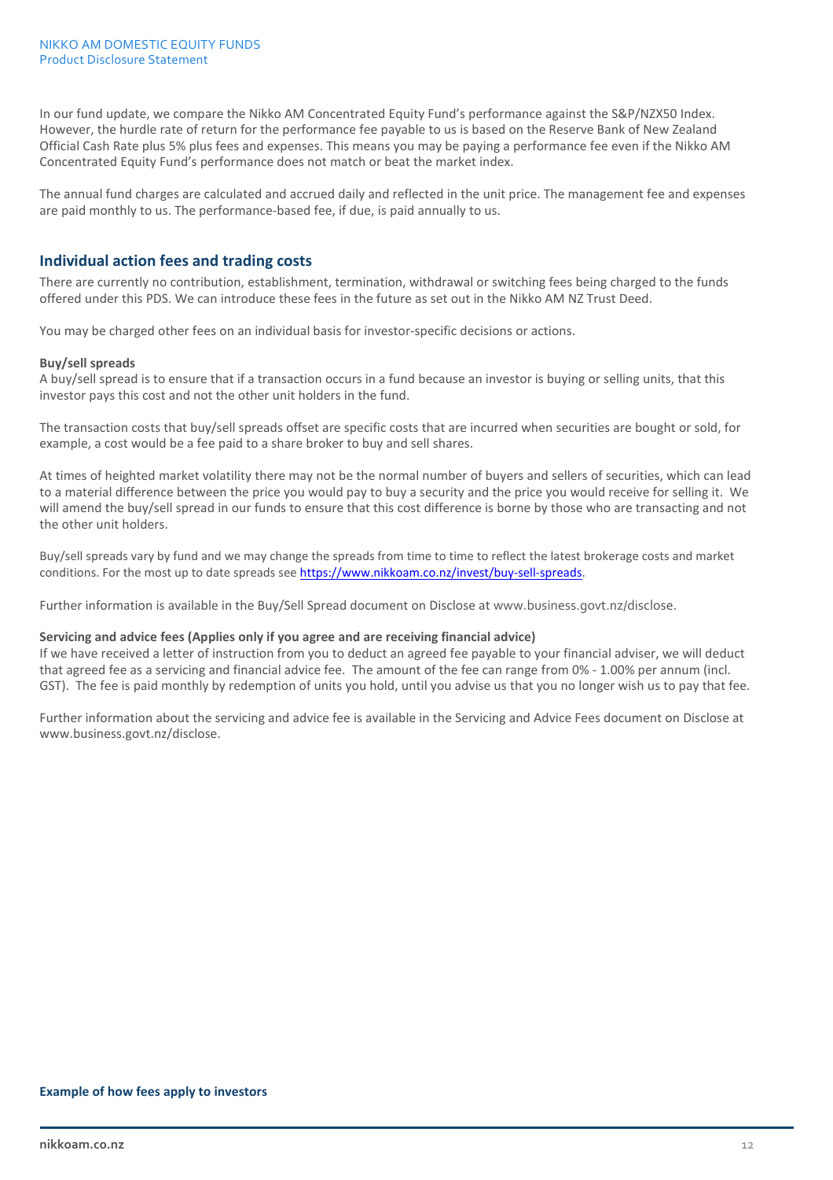In our fund update, we compare the Nikko AM Concentrated Equity Fund's performance against the S&P/NZX50 Index. However, the hurdle rate of return for the performance fee payable to us is based on the Reserve Bank of New Zealand Official Cash Rate plus 5% plus fees and expenses. This means you may be paying a performance fee even if the Nikko AM Concentrated Equity Fund's performance does not match or beat the market index.

The annual fund charges are calculated and accrued daily and reflected in the unit price. The management fee and expenses are paid monthly to us. The performance-based fee, if due, is paid annually to us.

## Individual action fees and trading costs

There are currently no contribution, establishment, termination, withdrawal or switching fees being charged to the funds offered under this PDS. We can introduce these fees in the future as set out in the Nikko AM NZ Trust Deed.

You may be charged other fees on an individual basis for investor-specific decisions or actions.

**Buy/sell spreads**

A buy/sell spread is to ensure that if a transaction occurs in a fund because an investor is buying or selling units, that this investor pays this cost and not the other unit holders in the fund.

The transaction costs that buy/sell spreads offset are specific costs that are incurred when securities are bought or sold, for example, a cost would be a fee paid to a share broker to buy and sell shares.

At times of heighted market volatility there may not be the normal number of buyers and sellers of securities, which can lead to a material difference between the price you would pay to buy a security and the price you would receive for selling it. We will amend the buy/sell spread in our funds to ensure that this cost difference is borne by those who are transacting and not the other unit holders.

Buy/sell spreads vary by fund and we may change the spreads from time to time to reflect the latest brokerage costs and market conditions. For the most up to date spreads see https://www.nikkoam.co.nz/invest/buy-sell-spreads.

Further information is available in the Buy/Sell Spread document on Disclose at www.business.govt.nz/disclose.

**Servicing and advice fees (Applies only if you agree and are receiving financial advice)**

If we have received a letter of instruction from you to deduct an agreed fee payable to your financial adviser, we will deduct that agreed fee as a servicing and financial advice fee. The amount of the fee can range from 0% - 1.00% per annum (incl. GST). The fee is paid monthly by redemption of units you hold, until you advise us that you no longer wish us to pay that fee.

Further information about the servicing and advice fee is available in the Servicing and Advice Fees document on Disclose at www.business.govt.nz/disclose.

**Example of how fees apply to investors**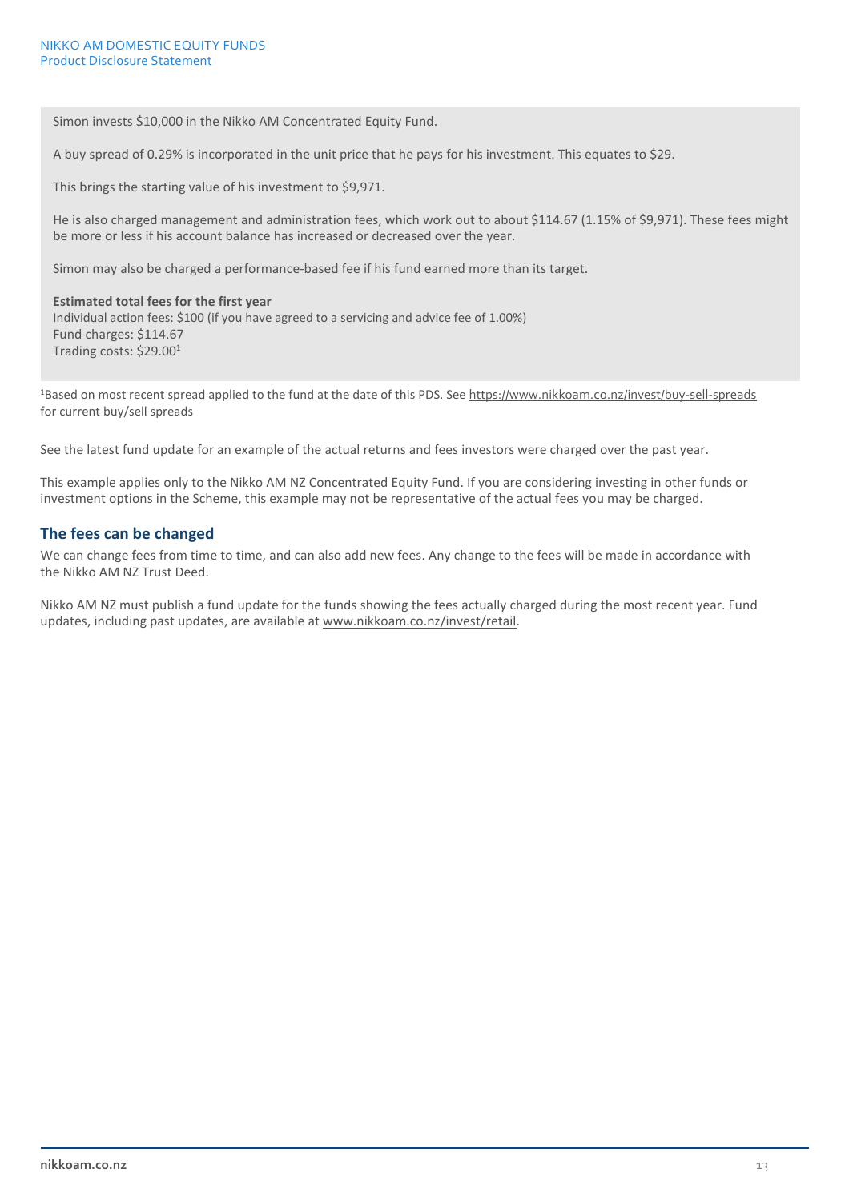Simon invests $10,000 in the Nikko AM Concentrated Equity Fund.

A buy spread of 0.29% is incorporated in the unit price that he pays for his investment. This equates to $29.

This brings the starting value of his investment to $9,971.

He is also charged management and administration fees, which work out to about $114.67 (1.15% of $9,971). These fees might be more or less if his account balance has increased or decreased over the year.

Simon may also be charged a performance-based fee if his fund earned more than its target.

**Estimated total fees for the first year**
Individual action fees: $100 (if you have agreed to a servicing and advice fee of 1.00%)
Fund charges: $114.67
Trading costs: $29.00[1]

[1]Based on most recent spread applied to the fund at the date of this PDS. See https://www.nikkoam.co.nz/invest/buy-sell-spreads for current buy/sell spreads

See the latest fund update for an example of the actual returns and fees investors were charged over the past year.

This example applies only to the Nikko AM NZ Concentrated Equity Fund. If you are considering investing in other funds or investment options in the Scheme, this example may not be representative of the actual fees you may be charged.

## The fees can be changed

We can change fees from time to time, and can also add new fees. Any change to the fees will be made in accordance with the Nikko AM NZ Trust Deed.

Nikko AM NZ must publish a fund update for the funds showing the fees actually charged during the most recent year. Fund updates, including past updates, are available at www.nikkoam.co.nz/invest/retail.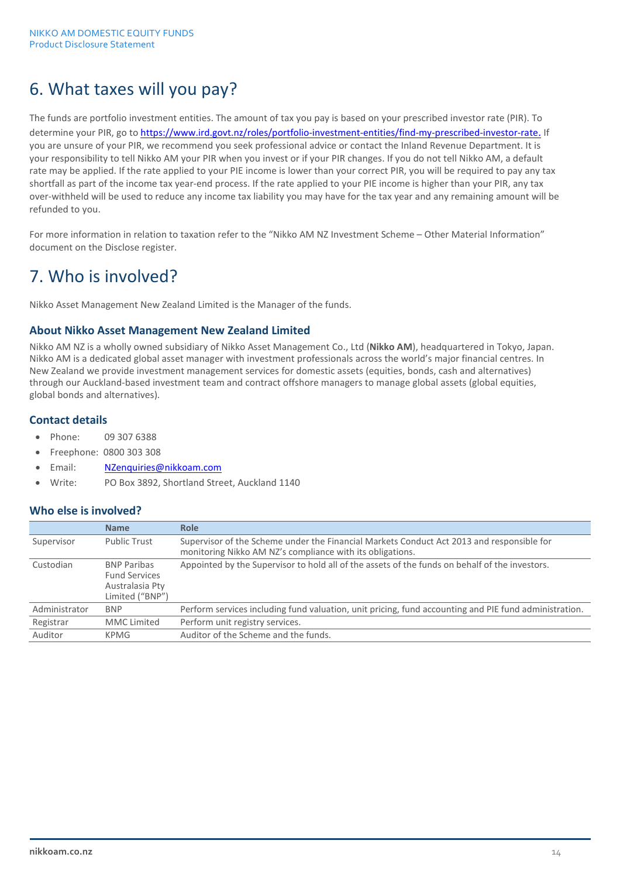# 6. What taxes will you pay?

The funds are portfolio investment entities. The amount of tax you pay is based on your prescribed investor rate (PIR). To determine your PIR, go to https://www.ird.govt.nz/roles/portfolio-investment-entities/find-my-prescribed-investor-rate. If you are unsure of your PIR, we recommend you seek professional advice or contact the Inland Revenue Department. It is your responsibility to tell Nikko AM your PIR when you invest or if your PIR changes. If you do not tell Nikko AM, a default rate may be applied. If the rate applied to your PIE income is lower than your correct PIR, you will be required to pay any tax shortfall as part of the income tax year-end process. If the rate applied to your PIE income is higher than your PIR, any tax over-withheld will be used to reduce any income tax liability you may have for the tax year and any remaining amount will be refunded to you.

For more information in relation to taxation refer to the "Nikko AM NZ Investment Scheme – Other Material Information" document on the Disclose register.

# 7. Who is involved?

Nikko Asset Management New Zealand Limited is the Manager of the funds.

### About Nikko Asset Management New Zealand Limited

Nikko AM NZ is a wholly owned subsidiary of Nikko Asset Management Co., Ltd (**Nikko AM**), headquartered in Tokyo, Japan. Nikko AM is a dedicated global asset manager with investment professionals across the world's major financial centres. In New Zealand we provide investment management services for domestic assets (equities, bonds, cash and alternatives) through our Auckland-based investment team and contract offshore managers to manage global assets (global equities, global bonds and alternatives).

### Contact details

- Phone: 09 307 6388
- Freephone: 0800 303 308
- Email: NZenquiries@nikkoam.com
- Write: PO Box 3892, Shortland Street, Auckland 1140

### Who else is involved?

| | Name | Role |
|---|---|---|
| Supervisor | Public Trust | Supervisor of the Scheme under the Financial Markets Conduct Act 2013 and responsible for monitoring Nikko AM NZ's compliance with its obligations. |
| Custodian | BNP Paribas Fund Services Australasia Pty Limited ("BNP") | Appointed by the Supervisor to hold all of the assets of the funds on behalf of the investors. |
| Administrator | BNP | Perform services including fund valuation, unit pricing, fund accounting and PIE fund administration. |
| Registrar | MMC Limited | Perform unit registry services. |
| Auditor | KPMG | Auditor of the Scheme and the funds. |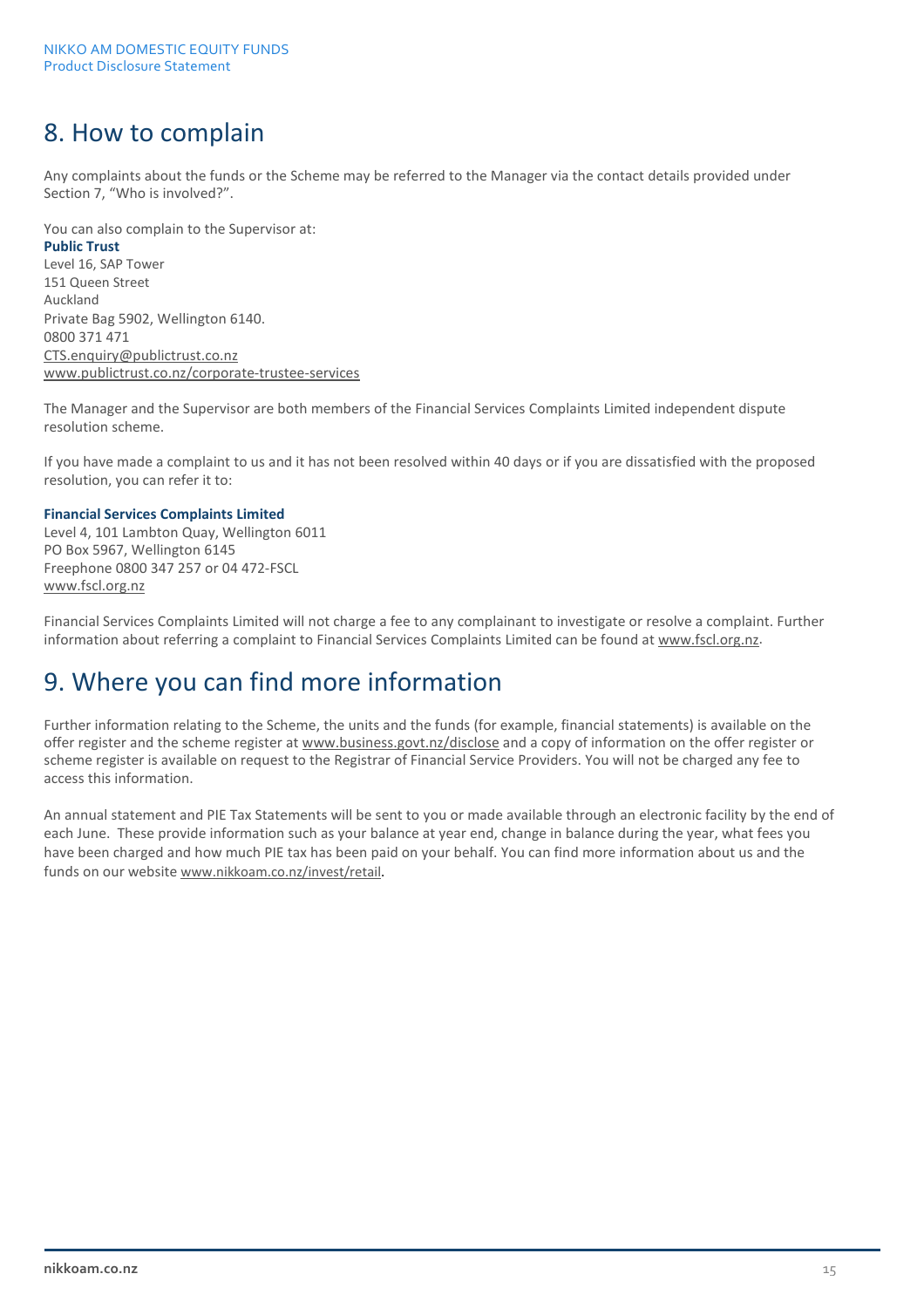## 8. How to complain

Any complaints about the funds or the Scheme may be referred to the Manager via the contact details provided under Section 7, "Who is involved?".

You can also complain to the Supervisor at:
**Public Trust**
Level 16, SAP Tower
151 Queen Street
Auckland
Private Bag 5902, Wellington 6140.
0800 371 471
CTS.enquiry@publictrust.co.nz
www.publictrust.co.nz/corporate-trustee-services

The Manager and the Supervisor are both members of the Financial Services Complaints Limited independent dispute resolution scheme.

If you have made a complaint to us and it has not been resolved within 40 days or if you are dissatisfied with the proposed resolution, you can refer it to:

**Financial Services Complaints Limited**
Level 4, 101 Lambton Quay, Wellington 6011
PO Box 5967, Wellington 6145
Freephone 0800 347 257 or 04 472-FSCL
www.fscl.org.nz

Financial Services Complaints Limited will not charge a fee to any complainant to investigate or resolve a complaint. Further information about referring a complaint to Financial Services Complaints Limited can be found at www.fscl.org.nz.

## 9. Where you can find more information

Further information relating to the Scheme, the units and the funds (for example, financial statements) is available on the offer register and the scheme register at www.business.govt.nz/disclose and a copy of information on the offer register or scheme register is available on request to the Registrar of Financial Service Providers. You will not be charged any fee to access this information.

An annual statement and PIE Tax Statements will be sent to you or made available through an electronic facility by the end of each June. These provide information such as your balance at year end, change in balance during the year, what fees you have been charged and how much PIE tax has been paid on your behalf. You can find more information about us and the funds on our website www.nikkoam.co.nz/invest/retail.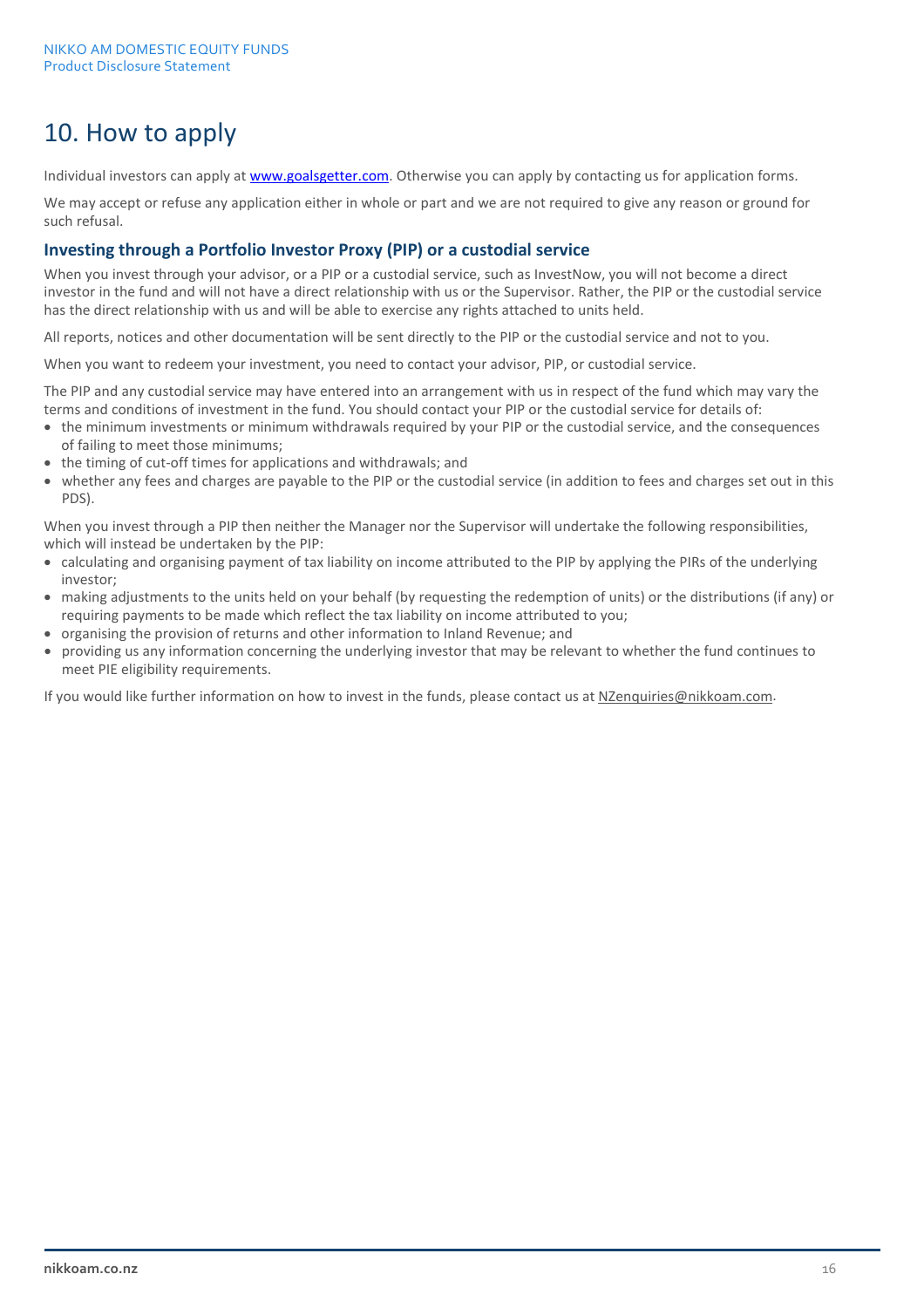# 10. How to apply

Individual investors can apply at www.goalsgetter.com. Otherwise you can apply by contacting us for application forms.

We may accept or refuse any application either in whole or part and we are not required to give any reason or ground for such refusal.

### Investing through a Portfolio Investor Proxy (PIP) or a custodial service

When you invest through your advisor, or a PIP or a custodial service, such as InvestNow, you will not become a direct investor in the fund and will not have a direct relationship with us or the Supervisor. Rather, the PIP or the custodial service has the direct relationship with us and will be able to exercise any rights attached to units held.

All reports, notices and other documentation will be sent directly to the PIP or the custodial service and not to you.

When you want to redeem your investment, you need to contact your advisor, PIP, or custodial service.

The PIP and any custodial service may have entered into an arrangement with us in respect of the fund which may vary the terms and conditions of investment in the fund. You should contact your PIP or the custodial service for details of:

- the minimum investments or minimum withdrawals required by your PIP or the custodial service, and the consequences of failing to meet those minimums;
- the timing of cut-off times for applications and withdrawals; and
- whether any fees and charges are payable to the PIP or the custodial service (in addition to fees and charges set out in this PDS).

When you invest through a PIP then neither the Manager nor the Supervisor will undertake the following responsibilities, which will instead be undertaken by the PIP:

- calculating and organising payment of tax liability on income attributed to the PIP by applying the PIRs of the underlying investor;
- making adjustments to the units held on your behalf (by requesting the redemption of units) or the distributions (if any) or requiring payments to be made which reflect the tax liability on income attributed to you;
- organising the provision of returns and other information to Inland Revenue; and
- providing us any information concerning the underlying investor that may be relevant to whether the fund continues to meet PIE eligibility requirements.

If you would like further information on how to invest in the funds, please contact us at NZenquiries@nikkoam.com.